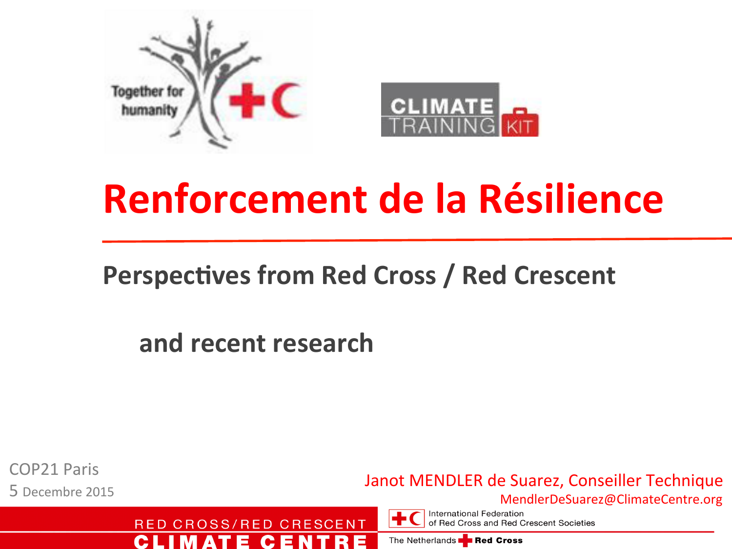Together for humanity

CLIMATE TRAINING KIT

# Renforcement de la Résilience

## Perspectives from Red Cross / Red Crescent

## and recent research

COP21 Paris

5 Decembre 2015

Janot MENDLER de Suarez, Conseiller Technique

MendlerDeSuarez@ClimateCentre.org

RED CROSS/RED CRESCENT CLIMATE CENTRE

International Federation of Red Cross and Red Crescent Societies

The Netherlands Red Cross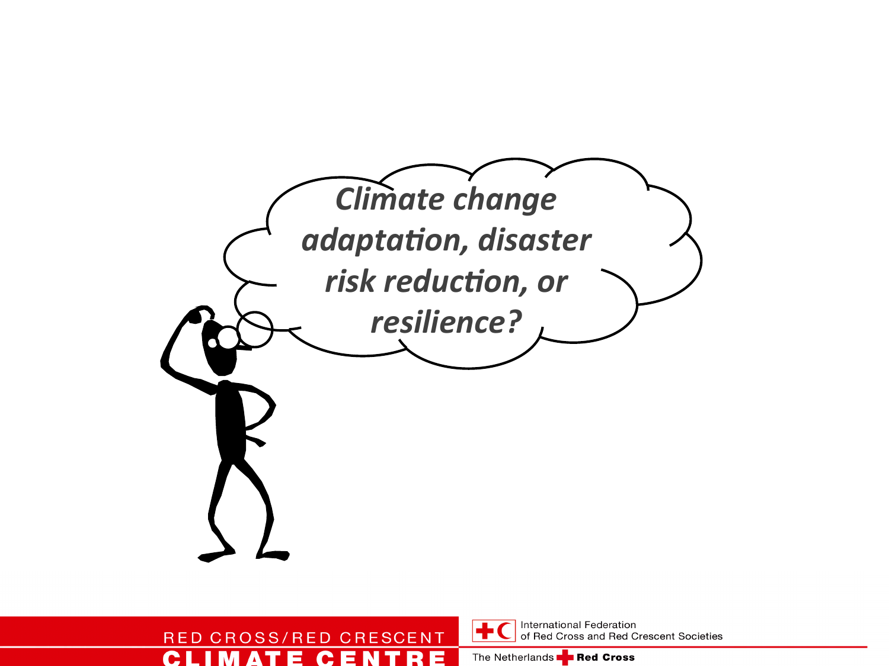*Climate change adaptation, disaster risk reduction, or resilience?*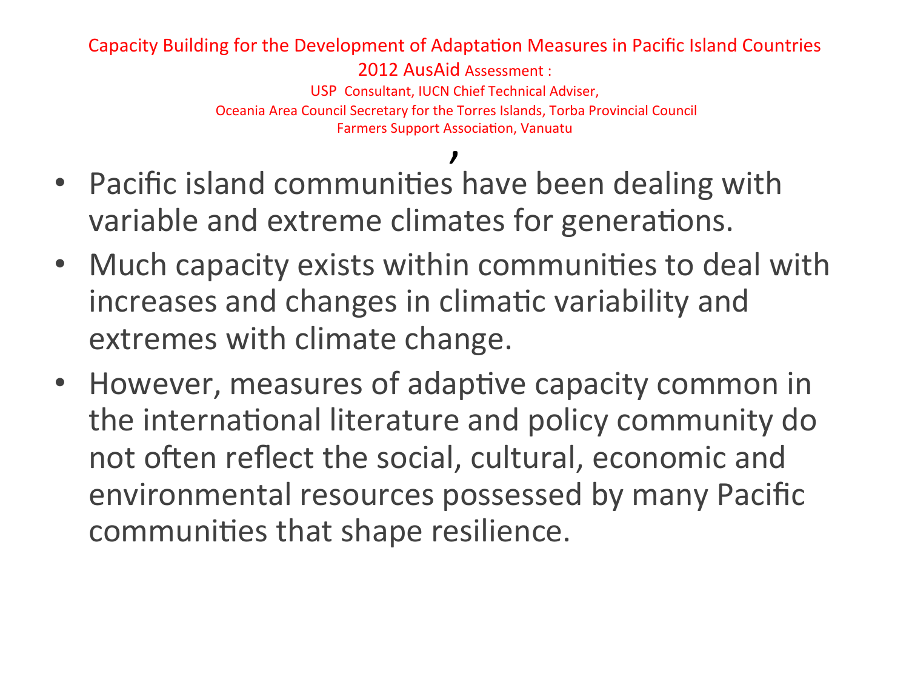Capacity Building for the Development of Adaptation Measures in Pacific Island Countries

2012 AusAid Assessment :

USP Consultant, IUCN Chief Technical Adviser,

Oceania Area Council Secretary for the Torres Islands, Torba Provincial Council

Farmers Support Association, Vanuatu

,

- Pacific island communities have been dealing with variable and extreme climates for generations.
- Much capacity exists within communities to deal with increases and changes in climatic variability and extremes with climate change.
- However, measures of adaptive capacity common in the international literature and policy community do not often reflect the social, cultural, economic and environmental resources possessed by many Pacific communities that shape resilience.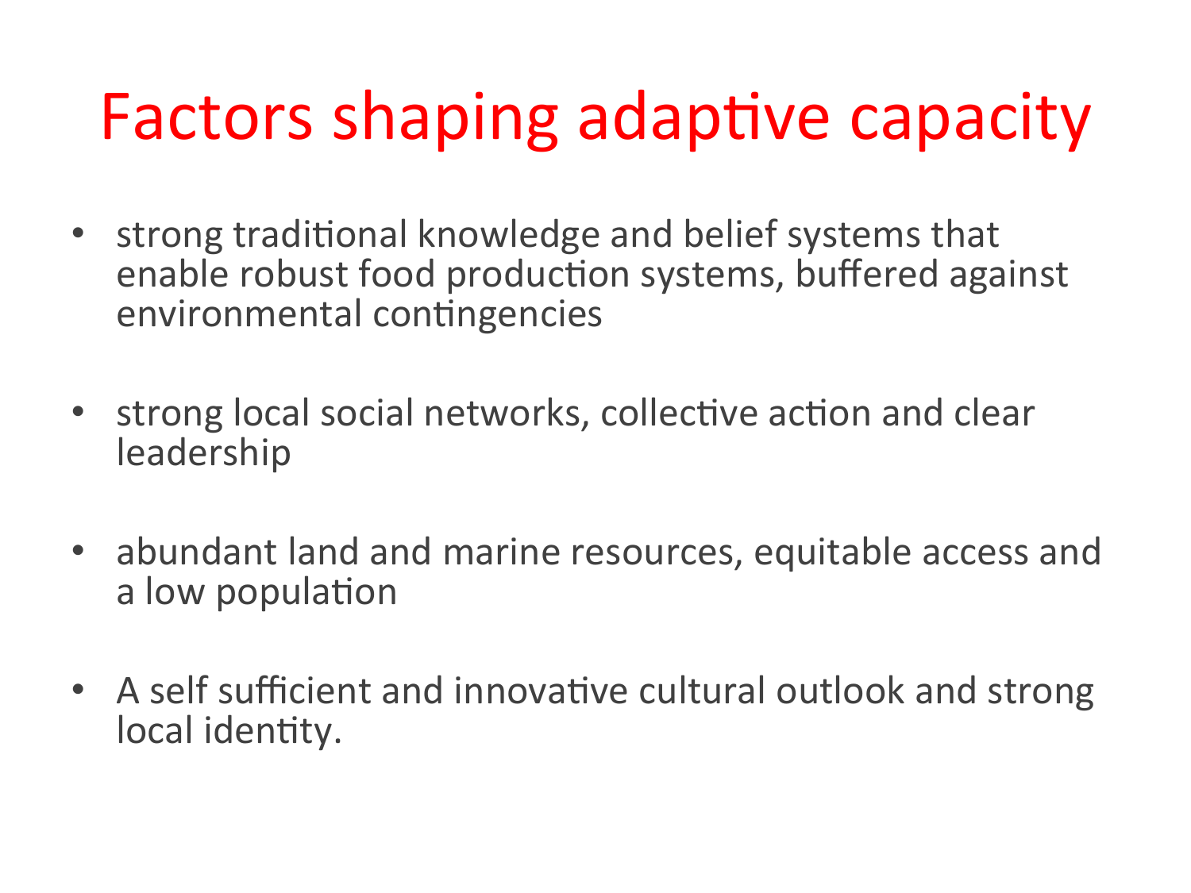# Factors shaping adaptive capacity

- strong traditional knowledge and belief systems that enable robust food production systems, buffered against environmental contingencies

- strong local social networks, collective action and clear leadership

- abundant land and marine resources, equitable access and a low population

- A self sufficient and innovative cultural outlook and strong local identity.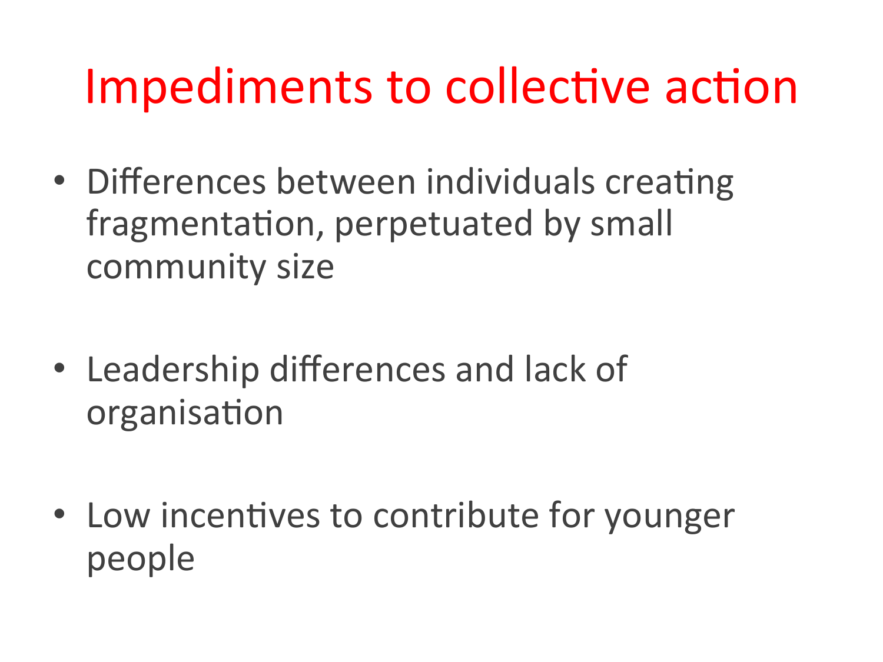# Impediments to collective action

- Differences between individuals creating fragmentation, perpetuated by small community size

- Leadership differences and lack of organisation

- Low incentives to contribute for younger people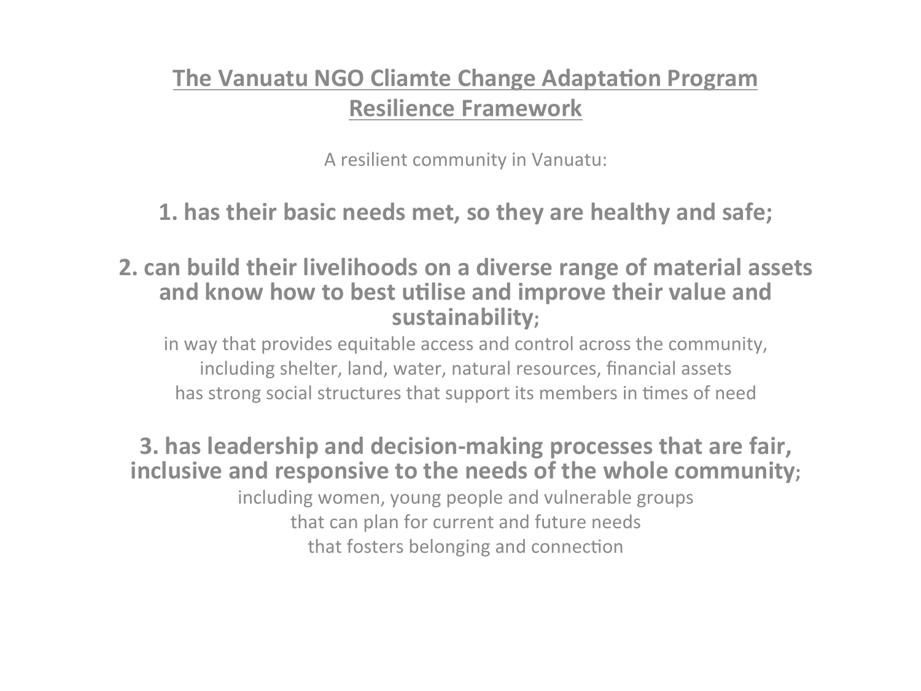## The Vanuatu NGO Cliamte Change Adaptation Program Resilience Framework

A resilient community in Vanuatu:

**1. has their basic needs met, so they are healthy and safe;**

**2. can build their livelihoods on a diverse range of material assets and know how to best utilise and improve their value and sustainability;**

in way that provides equitable access and control across the community,
including shelter, land, water, natural resources, financial assets
has strong social structures that support its members in times of need

**3. has leadership and decision-making processes that are fair, inclusive and responsive to the needs of the whole community;**

including women, young people and vulnerable groups
that can plan for current and future needs
that fosters belonging and connection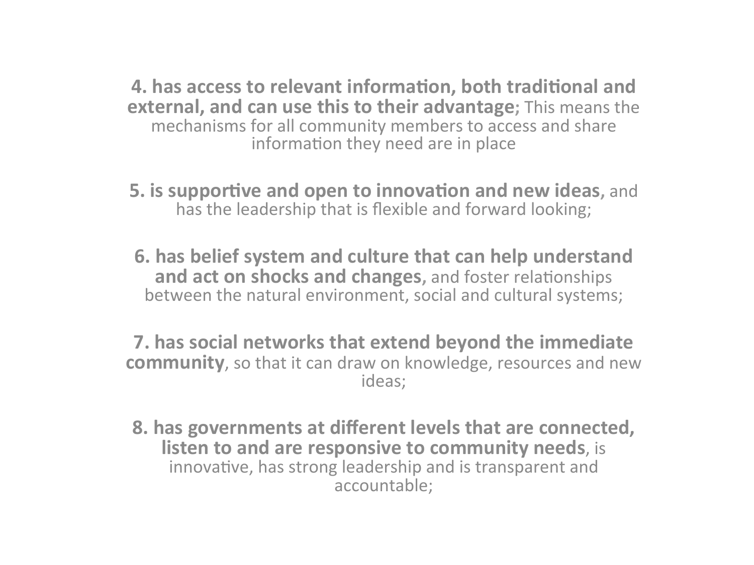**4. has access to relevant information, both traditional and external, and can use this to their advantage;** This means the mechanisms for all community members to access and share information they need are in place

**5. is supportive and open to innovation and new ideas,** and has the leadership that is flexible and forward looking;

**6. has belief system and culture that can help understand and act on shocks and changes,** and foster relationships between the natural environment, social and cultural systems;

**7. has social networks that extend beyond the immediate community**, so that it can draw on knowledge, resources and new ideas;

**8. has governments at different levels that are connected, listen to and are responsive to community needs**, is innovative, has strong leadership and is transparent and accountable;